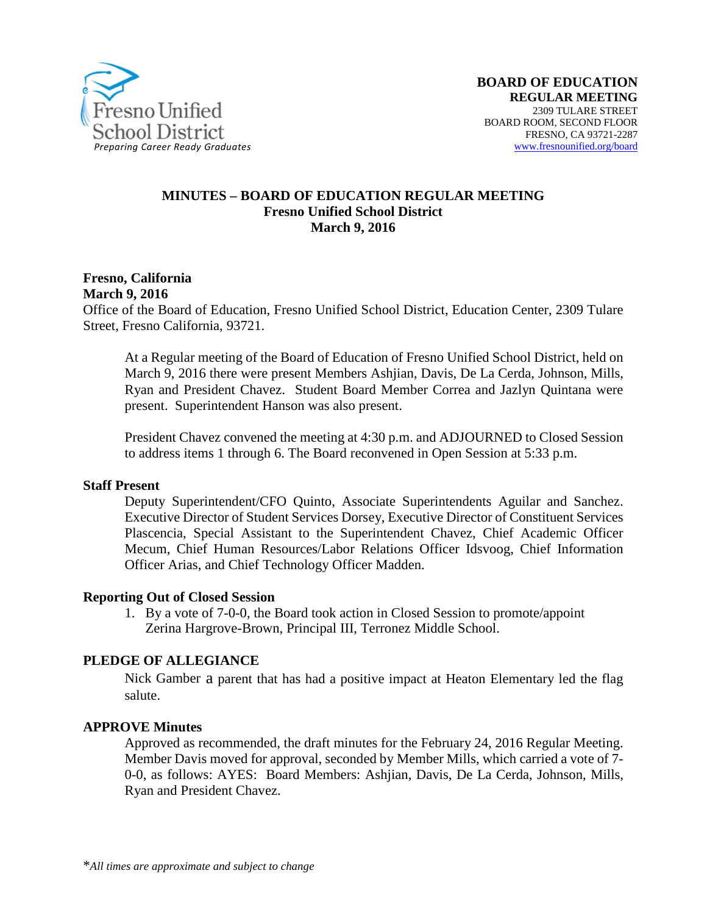Fresno Unified School District
*Preparing Career Ready Graduates*

**BOARD OF EDUCATION**
**REGULAR MEETING**
2309 TULARE STREET
BOARD ROOM, SECOND FLOOR
FRESNO, CA 93721-2287
www.fresnounified.org/board

# MINUTES – BOARD OF EDUCATION REGULAR MEETING
## Fresno Unified School District
## March 9, 2016

**Fresno, California**
**March 9, 2016**
Office of the Board of Education, Fresno Unified School District, Education Center, 2309 Tulare Street, Fresno California, 93721.

At a Regular meeting of the Board of Education of Fresno Unified School District, held on March 9, 2016 there were present Members Ashjian, Davis, De La Cerda, Johnson, Mills, Ryan and President Chavez. Student Board Member Correa and Jazlyn Quintana were present. Superintendent Hanson was also present.

President Chavez convened the meeting at 4:30 p.m. and ADJOURNED to Closed Session to address items 1 through 6. The Board reconvened in Open Session at 5:33 p.m.

### Staff Present

Deputy Superintendent/CFO Quinto, Associate Superintendents Aguilar and Sanchez. Executive Director of Student Services Dorsey, Executive Director of Constituent Services Plascencia, Special Assistant to the Superintendent Chavez, Chief Academic Officer Mecum, Chief Human Resources/Labor Relations Officer Idsvoog, Chief Information Officer Arias, and Chief Technology Officer Madden.

### Reporting Out of Closed Session

1. By a vote of 7-0-0, the Board took action in Closed Session to promote/appoint Zerina Hargrove-Brown, Principal III, Terronez Middle School.

### PLEDGE OF ALLEGIANCE

Nick Gamber a parent that has had a positive impact at Heaton Elementary led the flag salute.

### APPROVE Minutes

Approved as recommended, the draft minutes for the February 24, 2016 Regular Meeting. Member Davis moved for approval, seconded by Member Mills, which carried a vote of 7-0-0, as follows: AYES: Board Members: Ashjian, Davis, De La Cerda, Johnson, Mills, Ryan and President Chavez.

**All times are approximate and subject to change*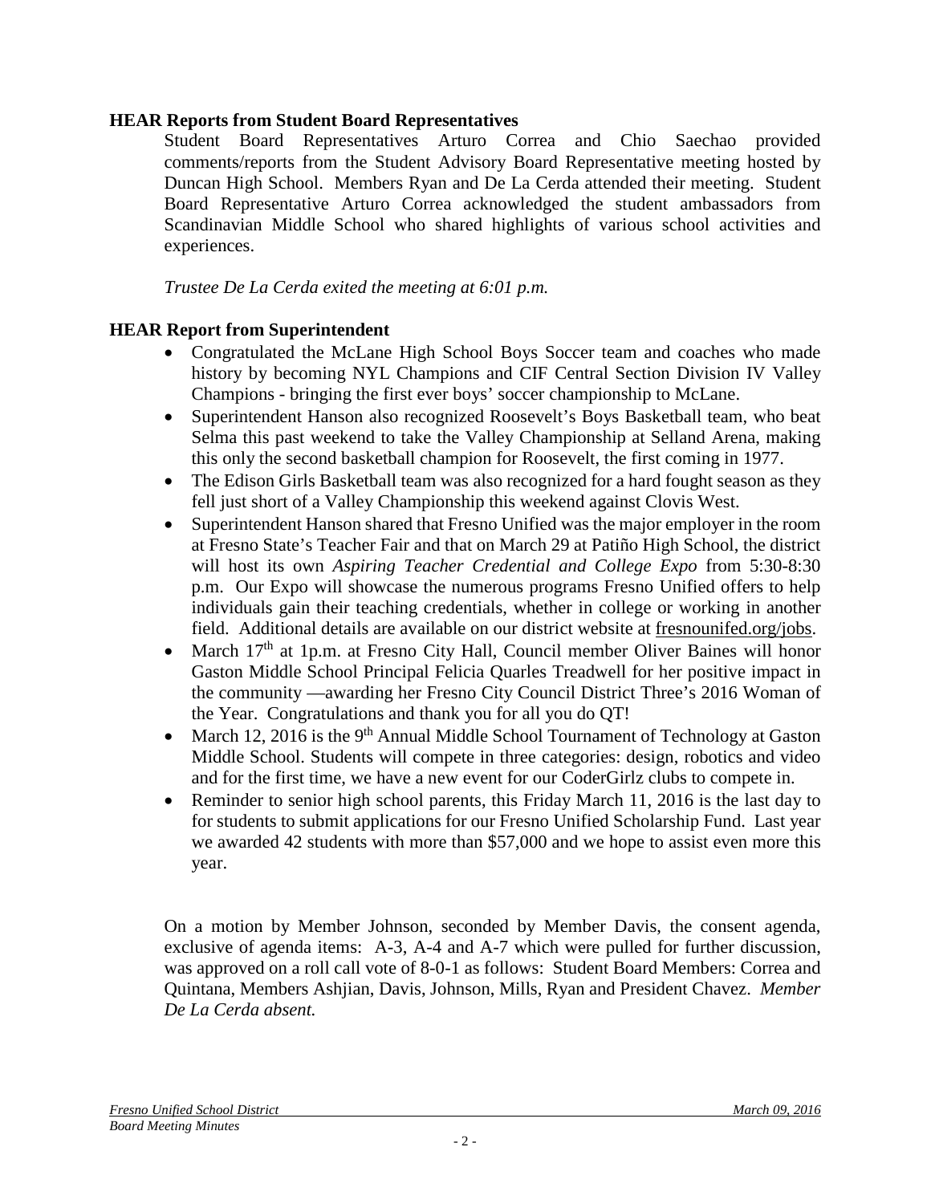**HEAR Reports from Student Board Representatives**

Student Board Representatives Arturo Correa and Chio Saechao provided comments/reports from the Student Advisory Board Representative meeting hosted by Duncan High School. Members Ryan and De La Cerda attended their meeting. Student Board Representative Arturo Correa acknowledged the student ambassadors from Scandinavian Middle School who shared highlights of various school activities and experiences.

*Trustee De La Cerda exited the meeting at 6:01 p.m.*

**HEAR Report from Superintendent**

- Congratulated the McLane High School Boys Soccer team and coaches who made history by becoming NYL Champions and CIF Central Section Division IV Valley Champions - bringing the first ever boys' soccer championship to McLane.
- Superintendent Hanson also recognized Roosevelt's Boys Basketball team, who beat Selma this past weekend to take the Valley Championship at Selland Arena, making this only the second basketball champion for Roosevelt, the first coming in 1977.
- The Edison Girls Basketball team was also recognized for a hard fought season as they fell just short of a Valley Championship this weekend against Clovis West.
- Superintendent Hanson shared that Fresno Unified was the major employer in the room at Fresno State's Teacher Fair and that on March 29 at Patiño High School, the district will host its own *Aspiring Teacher Credential and College Expo* from 5:30-8:30 p.m. Our Expo will showcase the numerous programs Fresno Unified offers to help individuals gain their teaching credentials, whether in college or working in another field. Additional details are available on our district website at fresnounifed.org/jobs.
- March 17th at 1p.m. at Fresno City Hall, Council member Oliver Baines will honor Gaston Middle School Principal Felicia Quarles Treadwell for her positive impact in the community —awarding her Fresno City Council District Three's 2016 Woman of the Year. Congratulations and thank you for all you do QT!
- March 12, 2016 is the 9th Annual Middle School Tournament of Technology at Gaston Middle School. Students will compete in three categories: design, robotics and video and for the first time, we have a new event for our CoderGirlz clubs to compete in.
- Reminder to senior high school parents, this Friday March 11, 2016 is the last day to for students to submit applications for our Fresno Unified Scholarship Fund. Last year we awarded 42 students with more than $57,000 and we hope to assist even more this year.

On a motion by Member Johnson, seconded by Member Davis, the consent agenda, exclusive of agenda items: A-3, A-4 and A-7 which were pulled for further discussion, was approved on a roll call vote of 8-0-1 as follows: Student Board Members: Correa and Quintana, Members Ashjian, Davis, Johnson, Mills, Ryan and President Chavez. *Member De La Cerda absent.*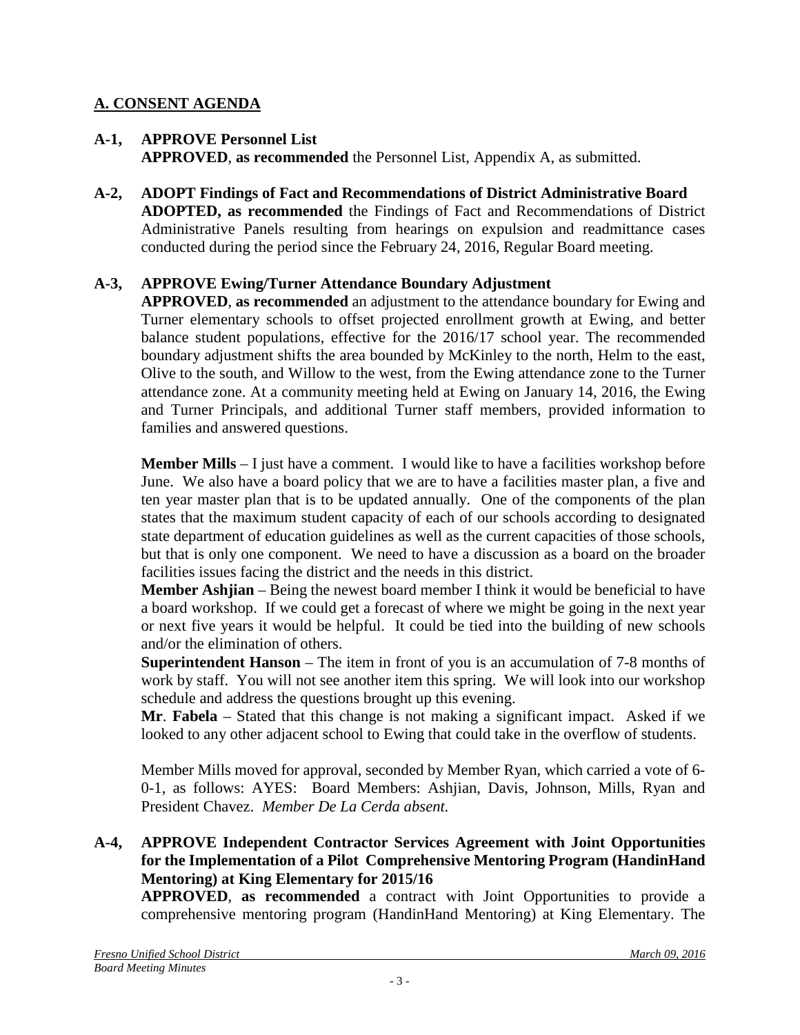## A. CONSENT AGENDA

**A-1, APPROVE Personnel List**
**APPROVED**, **as recommended** the Personnel List, Appendix A, as submitted.

**A-2, ADOPT Findings of Fact and Recommendations of District Administrative Board**
**ADOPTED, as recommended** the Findings of Fact and Recommendations of District Administrative Panels resulting from hearings on expulsion and readmittance cases conducted during the period since the February 24, 2016, Regular Board meeting.

**A-3, APPROVE Ewing/Turner Attendance Boundary Adjustment**
**APPROVED**, **as recommended** an adjustment to the attendance boundary for Ewing and Turner elementary schools to offset projected enrollment growth at Ewing, and better balance student populations, effective for the 2016/17 school year. The recommended boundary adjustment shifts the area bounded by McKinley to the north, Helm to the east, Olive to the south, and Willow to the west, from the Ewing attendance zone to the Turner attendance zone. At a community meeting held at Ewing on January 14, 2016, the Ewing and Turner Principals, and additional Turner staff members, provided information to families and answered questions.

**Member Mills** – I just have a comment. I would like to have a facilities workshop before June. We also have a board policy that we are to have a facilities master plan, a five and ten year master plan that is to be updated annually. One of the components of the plan states that the maximum student capacity of each of our schools according to designated state department of education guidelines as well as the current capacities of those schools, but that is only one component. We need to have a discussion as a board on the broader facilities issues facing the district and the needs in this district.
**Member Ashjian** – Being the newest board member I think it would be beneficial to have a board workshop. If we could get a forecast of where we might be going in the next year or next five years it would be helpful. It could be tied into the building of new schools and/or the elimination of others.
**Superintendent Hanson** – The item in front of you is an accumulation of 7-8 months of work by staff. You will not see another item this spring. We will look into our workshop schedule and address the questions brought up this evening.
**Mr**. **Fabela** – Stated that this change is not making a significant impact. Asked if we looked to any other adjacent school to Ewing that could take in the overflow of students.

Member Mills moved for approval, seconded by Member Ryan, which carried a vote of 6-0-1, as follows: AYES: Board Members: Ashjian, Davis, Johnson, Mills, Ryan and President Chavez. *Member De La Cerda absent.*

**A-4, APPROVE Independent Contractor Services Agreement with Joint Opportunities for the Implementation of a Pilot Comprehensive Mentoring Program (HandinHand Mentoring) at King Elementary for 2015/16**
**APPROVED**, **as recommended** a contract with Joint Opportunities to provide a comprehensive mentoring program (HandinHand Mentoring) at King Elementary. The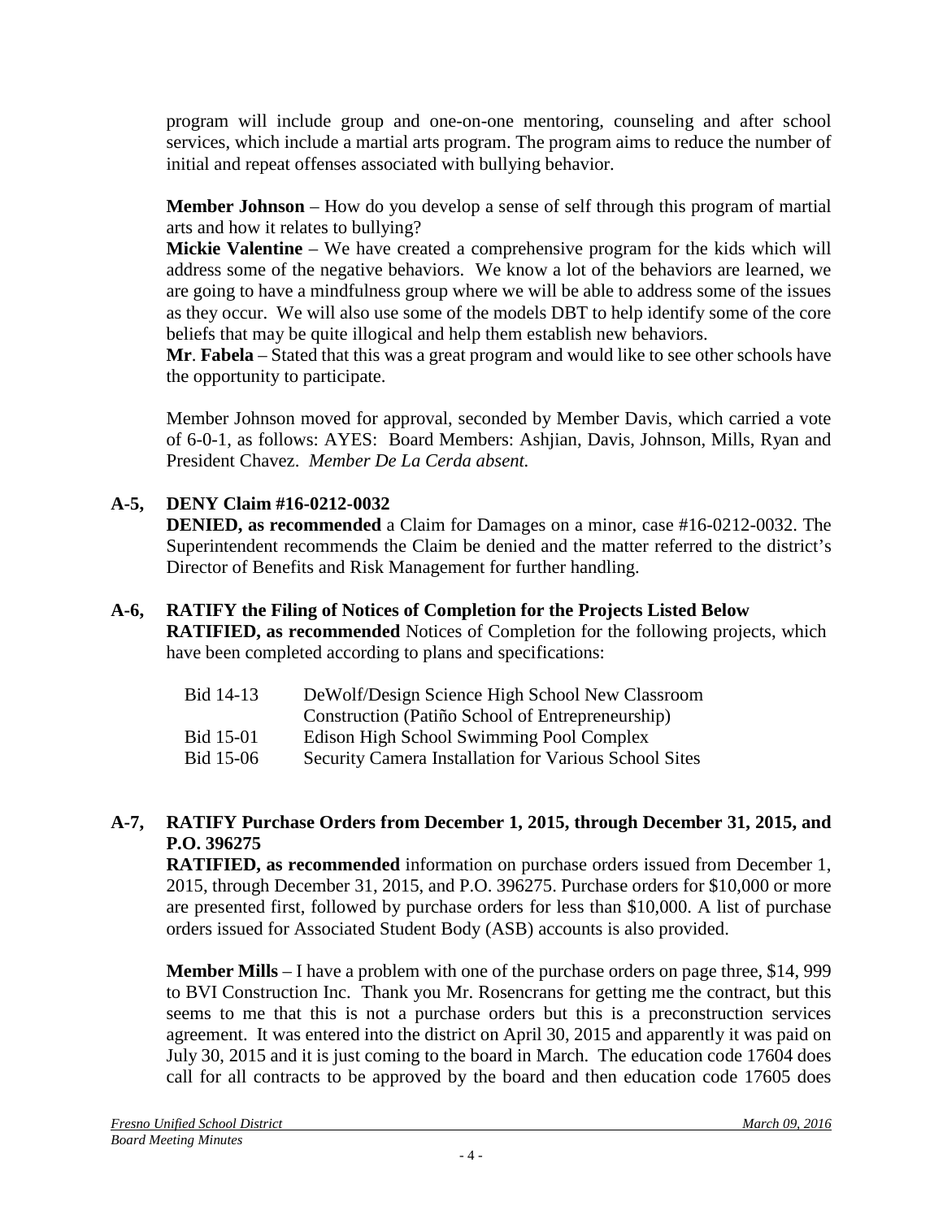program will include group and one-on-one mentoring, counseling and after school services, which include a martial arts program. The program aims to reduce the number of initial and repeat offenses associated with bullying behavior.

**Member Johnson** – How do you develop a sense of self through this program of martial arts and how it relates to bullying?
**Mickie Valentine** – We have created a comprehensive program for the kids which will address some of the negative behaviors. We know a lot of the behaviors are learned, we are going to have a mindfulness group where we will be able to address some of the issues as they occur. We will also use some of the models DBT to help identify some of the core beliefs that may be quite illogical and help them establish new behaviors.
**Mr**. **Fabela** – Stated that this was a great program and would like to see other schools have the opportunity to participate.

Member Johnson moved for approval, seconded by Member Davis, which carried a vote of 6-0-1, as follows: AYES: Board Members: Ashjian, Davis, Johnson, Mills, Ryan and President Chavez. *Member De La Cerda absent.*

**A-5, DENY Claim #16-0212-0032**
**DENIED, as recommended** a Claim for Damages on a minor, case #16-0212-0032. The Superintendent recommends the Claim be denied and the matter referred to the district's Director of Benefits and Risk Management for further handling.

**A-6, RATIFY the Filing of Notices of Completion for the Projects Listed Below**
**RATIFIED, as recommended** Notices of Completion for the following projects, which have been completed according to plans and specifications:

| | |
|---|---|
| Bid 14-13 | DeWolf/Design Science High School New Classroom Construction (Patiño School of Entrepreneurship) |
| Bid 15-01 | Edison High School Swimming Pool Complex |
| Bid 15-06 | Security Camera Installation for Various School Sites |

**A-7, RATIFY Purchase Orders from December 1, 2015, through December 31, 2015, and P.O. 396275**
**RATIFIED, as recommended** information on purchase orders issued from December 1, 2015, through December 31, 2015, and P.O. 396275. Purchase orders for $10,000 or more are presented first, followed by purchase orders for less than $10,000. A list of purchase orders issued for Associated Student Body (ASB) accounts is also provided.

**Member Mills** – I have a problem with one of the purchase orders on page three, $14, 999 to BVI Construction Inc. Thank you Mr. Rosencrans for getting me the contract, but this seems to me that this is not a purchase orders but this is a preconstruction services agreement. It was entered into the district on April 30, 2015 and apparently it was paid on July 30, 2015 and it is just coming to the board in March. The education code 17604 does call for all contracts to be approved by the board and then education code 17605 does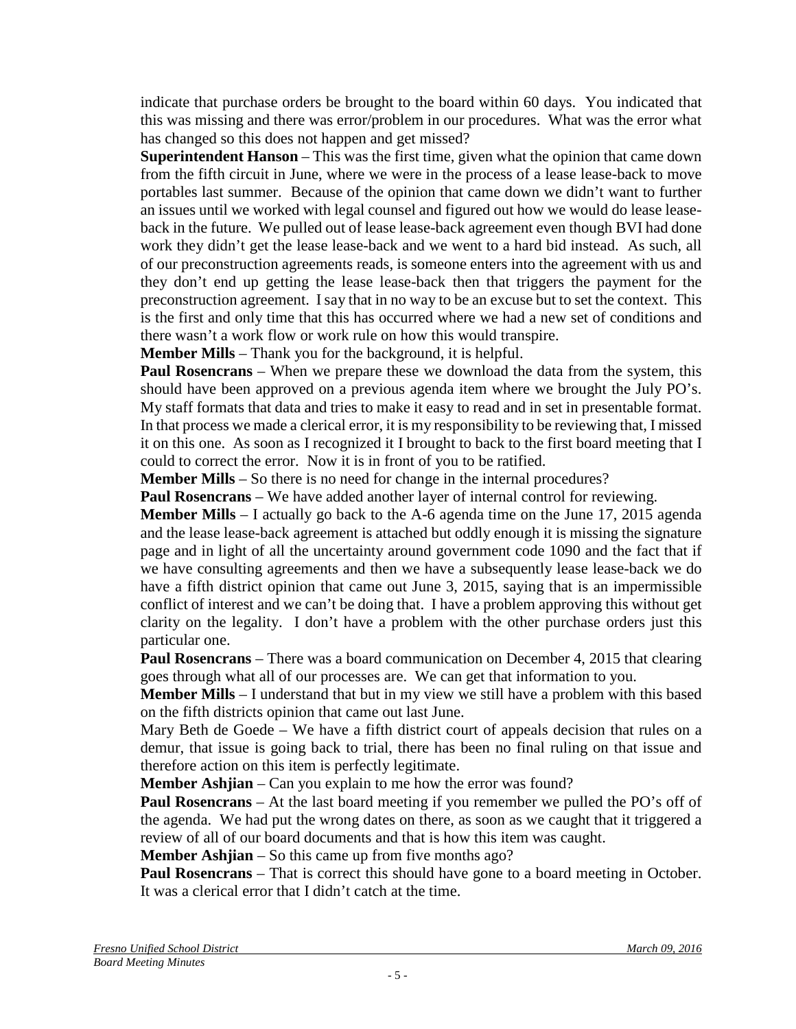indicate that purchase orders be brought to the board within 60 days. You indicated that this was missing and there was error/problem in our procedures. What was the error what has changed so this does not happen and get missed?

**Superintendent Hanson** – This was the first time, given what the opinion that came down from the fifth circuit in June, where we were in the process of a lease lease-back to move portables last summer. Because of the opinion that came down we didn't want to further an issues until we worked with legal counsel and figured out how we would do lease lease-back in the future. We pulled out of lease lease-back agreement even though BVI had done work they didn't get the lease lease-back and we went to a hard bid instead. As such, all of our preconstruction agreements reads, is someone enters into the agreement with us and they don't end up getting the lease lease-back then that triggers the payment for the preconstruction agreement. I say that in no way to be an excuse but to set the context. This is the first and only time that this has occurred where we had a new set of conditions and there wasn't a work flow or work rule on how this would transpire.

**Member Mills** – Thank you for the background, it is helpful.

**Paul Rosencrans** – When we prepare these we download the data from the system, this should have been approved on a previous agenda item where we brought the July PO's. My staff formats that data and tries to make it easy to read and in set in presentable format. In that process we made a clerical error, it is my responsibility to be reviewing that, I missed it on this one. As soon as I recognized it I brought to back to the first board meeting that I could to correct the error. Now it is in front of you to be ratified.

**Member Mills** – So there is no need for change in the internal procedures?

**Paul Rosencrans** – We have added another layer of internal control for reviewing.

**Member Mills** – I actually go back to the A-6 agenda time on the June 17, 2015 agenda and the lease lease-back agreement is attached but oddly enough it is missing the signature page and in light of all the uncertainty around government code 1090 and the fact that if we have consulting agreements and then we have a subsequently lease lease-back we do have a fifth district opinion that came out June 3, 2015, saying that is an impermissible conflict of interest and we can't be doing that. I have a problem approving this without get clarity on the legality. I don't have a problem with the other purchase orders just this particular one.

**Paul Rosencrans** – There was a board communication on December 4, 2015 that clearing goes through what all of our processes are. We can get that information to you.

**Member Mills** – I understand that but in my view we still have a problem with this based on the fifth districts opinion that came out last June.

Mary Beth de Goede – We have a fifth district court of appeals decision that rules on a demur, that issue is going back to trial, there has been no final ruling on that issue and therefore action on this item is perfectly legitimate.

**Member Ashjian** – Can you explain to me how the error was found?

**Paul Rosencrans** – At the last board meeting if you remember we pulled the PO's off of the agenda. We had put the wrong dates on there, as soon as we caught that it triggered a review of all of our board documents and that is how this item was caught.

**Member Ashjian** – So this came up from five months ago?

**Paul Rosencrans** – That is correct this should have gone to a board meeting in October. It was a clerical error that I didn't catch at the time.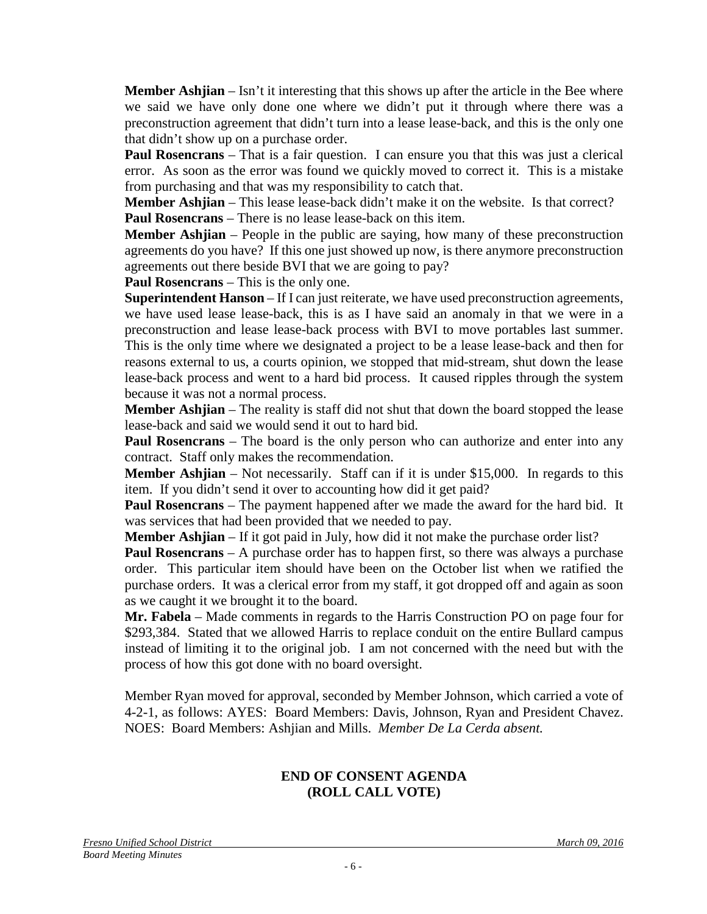**Member Ashjian** – Isn't it interesting that this shows up after the article in the Bee where we said we have only done one where we didn't put it through where there was a preconstruction agreement that didn't turn into a lease lease-back, and this is the only one that didn't show up on a purchase order.

**Paul Rosencrans** – That is a fair question. I can ensure you that this was just a clerical error. As soon as the error was found we quickly moved to correct it. This is a mistake from purchasing and that was my responsibility to catch that.

**Member Ashjian** – This lease lease-back didn't make it on the website. Is that correct?

**Paul Rosencrans** – There is no lease lease-back on this item.

**Member Ashjian** – People in the public are saying, how many of these preconstruction agreements do you have? If this one just showed up now, is there anymore preconstruction agreements out there beside BVI that we are going to pay?

**Paul Rosencrans** – This is the only one.

**Superintendent Hanson** – If I can just reiterate, we have used preconstruction agreements, we have used lease lease-back, this is as I have said an anomaly in that we were in a preconstruction and lease lease-back process with BVI to move portables last summer. This is the only time where we designated a project to be a lease lease-back and then for reasons external to us, a courts opinion, we stopped that mid-stream, shut down the lease lease-back process and went to a hard bid process. It caused ripples through the system because it was not a normal process.

**Member Ashjian** – The reality is staff did not shut that down the board stopped the lease lease-back and said we would send it out to hard bid.

**Paul Rosencrans** – The board is the only person who can authorize and enter into any contract. Staff only makes the recommendation.

**Member Ashjian** – Not necessarily. Staff can if it is under $15,000. In regards to this item. If you didn't send it over to accounting how did it get paid?

**Paul Rosencrans** – The payment happened after we made the award for the hard bid. It was services that had been provided that we needed to pay.

**Member Ashjian** – If it got paid in July, how did it not make the purchase order list?

**Paul Rosencrans** – A purchase order has to happen first, so there was always a purchase order. This particular item should have been on the October list when we ratified the purchase orders. It was a clerical error from my staff, it got dropped off and again as soon as we caught it we brought it to the board.

**Mr. Fabela** – Made comments in regards to the Harris Construction PO on page four for $293,384. Stated that we allowed Harris to replace conduit on the entire Bullard campus instead of limiting it to the original job. I am not concerned with the need but with the process of how this got done with no board oversight.

Member Ryan moved for approval, seconded by Member Johnson, which carried a vote of 4-2-1, as follows: AYES: Board Members: Davis, Johnson, Ryan and President Chavez. NOES: Board Members: Ashjian and Mills. *Member De La Cerda absent.*

**END OF CONSENT AGENDA**
**(ROLL CALL VOTE)**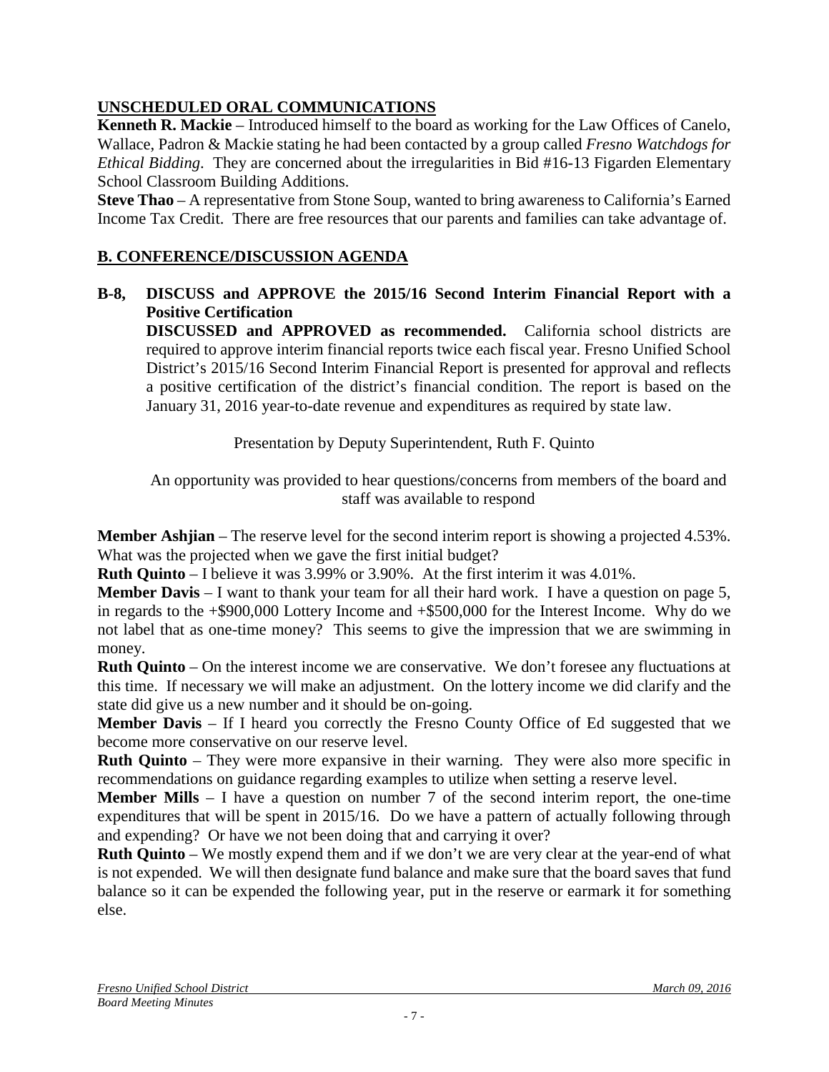## UNSCHEDULED ORAL COMMUNICATIONS

**Kenneth R. Mackie** – Introduced himself to the board as working for the Law Offices of Canelo, Wallace, Padron & Mackie stating he had been contacted by a group called *Fresno Watchdogs for Ethical Bidding*. They are concerned about the irregularities in Bid #16-13 Figarden Elementary School Classroom Building Additions.

**Steve Thao** – A representative from Stone Soup, wanted to bring awareness to California's Earned Income Tax Credit. There are free resources that our parents and families can take advantage of.

## B. CONFERENCE/DISCUSSION AGENDA

**B-8, DISCUSS and APPROVE the 2015/16 Second Interim Financial Report with a Positive Certification**

**DISCUSSED and APPROVED as recommended.** California school districts are required to approve interim financial reports twice each fiscal year. Fresno Unified School District's 2015/16 Second Interim Financial Report is presented for approval and reflects a positive certification of the district's financial condition. The report is based on the January 31, 2016 year-to-date revenue and expenditures as required by state law.

Presentation by Deputy Superintendent, Ruth F. Quinto

An opportunity was provided to hear questions/concerns from members of the board and staff was available to respond

**Member Ashjian** – The reserve level for the second interim report is showing a projected 4.53%. What was the projected when we gave the first initial budget?

**Ruth Quinto** – I believe it was 3.99% or 3.90%. At the first interim it was 4.01%.

**Member Davis** – I want to thank your team for all their hard work. I have a question on page 5, in regards to the +$900,000 Lottery Income and +$500,000 for the Interest Income. Why do we not label that as one-time money? This seems to give the impression that we are swimming in money.

**Ruth Quinto** – On the interest income we are conservative. We don't foresee any fluctuations at this time. If necessary we will make an adjustment. On the lottery income we did clarify and the state did give us a new number and it should be on-going.

**Member Davis** – If I heard you correctly the Fresno County Office of Ed suggested that we become more conservative on our reserve level.

**Ruth Quinto** – They were more expansive in their warning. They were also more specific in recommendations on guidance regarding examples to utilize when setting a reserve level.

**Member Mills** – I have a question on number 7 of the second interim report, the one-time expenditures that will be spent in 2015/16. Do we have a pattern of actually following through and expending? Or have we not been doing that and carrying it over?

**Ruth Quinto** – We mostly expend them and if we don't we are very clear at the year-end of what is not expended. We will then designate fund balance and make sure that the board saves that fund balance so it can be expended the following year, put in the reserve or earmark it for something else.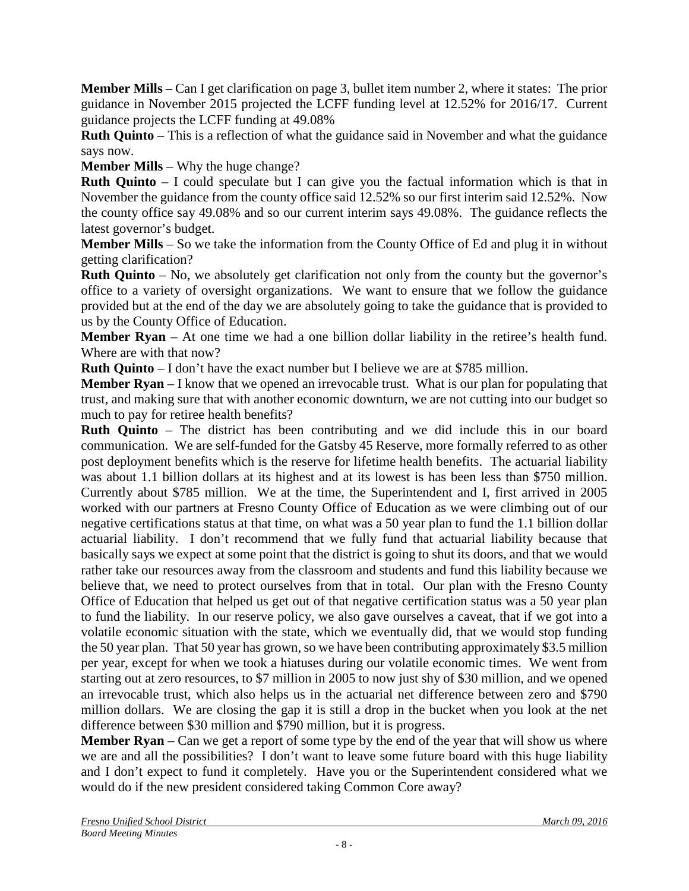**Member Mills** – Can I get clarification on page 3, bullet item number 2, where it states: The prior guidance in November 2015 projected the LCFF funding level at 12.52% for 2016/17. Current guidance projects the LCFF funding at 49.08%

**Ruth Quinto** – This is a reflection of what the guidance said in November and what the guidance says now.

**Member Mills** – Why the huge change?

**Ruth Quinto** – I could speculate but I can give you the factual information which is that in November the guidance from the county office said 12.52% so our first interim said 12.52%. Now the county office say 49.08% and so our current interim says 49.08%. The guidance reflects the latest governor's budget.

**Member Mills** – So we take the information from the County Office of Ed and plug it in without getting clarification?

**Ruth Quinto** – No, we absolutely get clarification not only from the county but the governor's office to a variety of oversight organizations. We want to ensure that we follow the guidance provided but at the end of the day we are absolutely going to take the guidance that is provided to us by the County Office of Education.

**Member Ryan** – At one time we had a one billion dollar liability in the retiree's health fund. Where are with that now?

**Ruth Quinto** – I don't have the exact number but I believe we are at $785 million.

**Member Ryan** – I know that we opened an irrevocable trust. What is our plan for populating that trust, and making sure that with another economic downturn, we are not cutting into our budget so much to pay for retiree health benefits?

**Ruth Quinto** – The district has been contributing and we did include this in our board communication. We are self-funded for the Gatsby 45 Reserve, more formally referred to as other post deployment benefits which is the reserve for lifetime health benefits. The actuarial liability was about 1.1 billion dollars at its highest and at its lowest is has been less than $750 million. Currently about $785 million. We at the time, the Superintendent and I, first arrived in 2005 worked with our partners at Fresno County Office of Education as we were climbing out of our negative certifications status at that time, on what was a 50 year plan to fund the 1.1 billion dollar actuarial liability. I don't recommend that we fully fund that actuarial liability because that basically says we expect at some point that the district is going to shut its doors, and that we would rather take our resources away from the classroom and students and fund this liability because we believe that, we need to protect ourselves from that in total. Our plan with the Fresno County Office of Education that helped us get out of that negative certification status was a 50 year plan to fund the liability. In our reserve policy, we also gave ourselves a caveat, that if we got into a volatile economic situation with the state, which we eventually did, that we would stop funding the 50 year plan. That 50 year has grown, so we have been contributing approximately $3.5 million per year, except for when we took a hiatuses during our volatile economic times. We went from starting out at zero resources, to $7 million in 2005 to now just shy of $30 million, and we opened an irrevocable trust, which also helps us in the actuarial net difference between zero and $790 million dollars. We are closing the gap it is still a drop in the bucket when you look at the net difference between $30 million and $790 million, but it is progress.

**Member Ryan** – Can we get a report of some type by the end of the year that will show us where we are and all the possibilities? I don't want to leave some future board with this huge liability and I don't expect to fund it completely. Have you or the Superintendent considered what we would do if the new president considered taking Common Core away?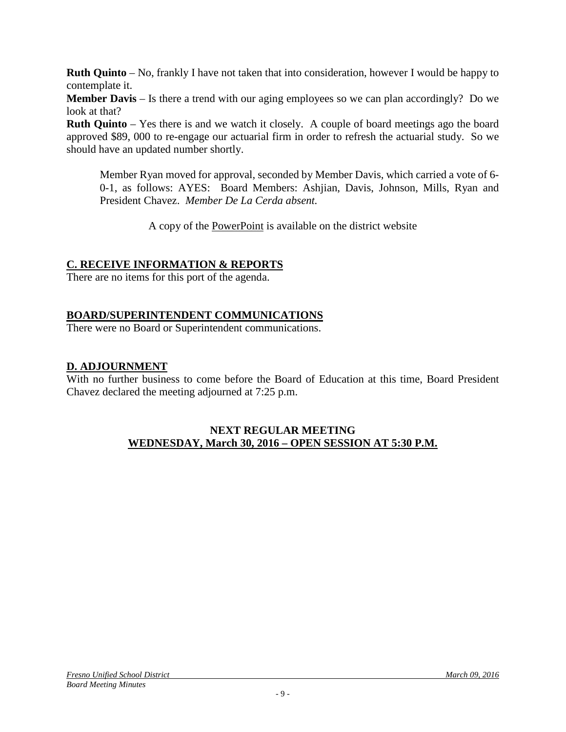**Ruth Quinto** – No, frankly I have not taken that into consideration, however I would be happy to contemplate it.

**Member Davis** – Is there a trend with our aging employees so we can plan accordingly? Do we look at that?

**Ruth Quinto** – Yes there is and we watch it closely. A couple of board meetings ago the board approved $89, 000 to re-engage our actuarial firm in order to refresh the actuarial study. So we should have an updated number shortly.

> Member Ryan moved for approval, seconded by Member Davis, which carried a vote of 6-0-1, as follows: AYES: Board Members: Ashjian, Davis, Johnson, Mills, Ryan and President Chavez. *Member De La Cerda absent.*
>
> A copy of the PowerPoint is available on the district website

## C. RECEIVE INFORMATION & REPORTS

There are no items for this port of the agenda.

## BOARD/SUPERINTENDENT COMMUNICATIONS

There were no Board or Superintendent communications.

## D. ADJOURNMENT

With no further business to come before the Board of Education at this time, Board President Chavez declared the meeting adjourned at 7:25 p.m.

**NEXT REGULAR MEETING**
**WEDNESDAY, March 30, 2016 – OPEN SESSION AT 5:30 P.M.**